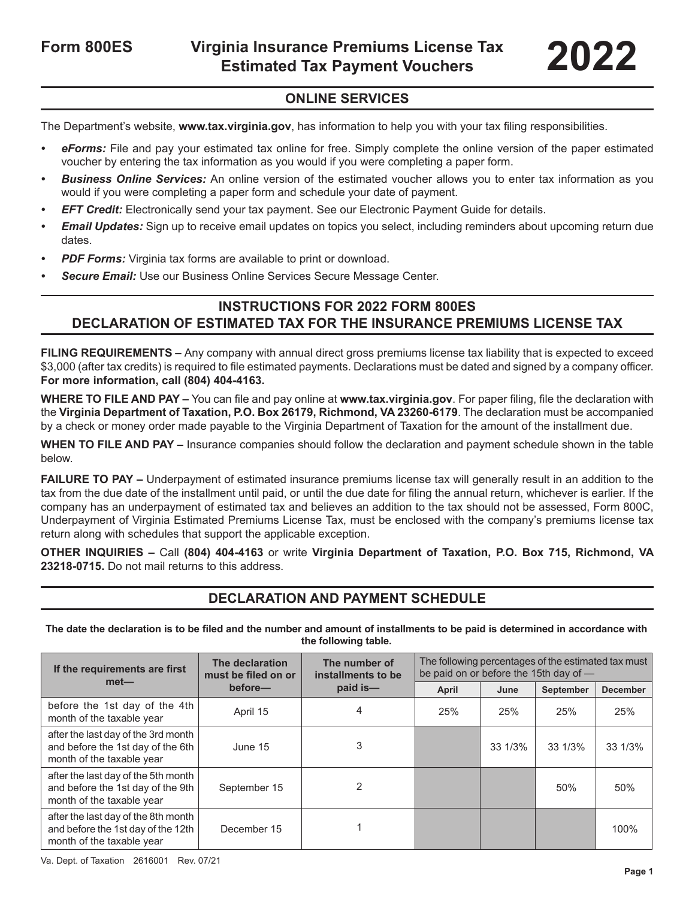# Form 800ES Virginia Insurance Premiums License Tax Estimated Tax Payment Vouchers 2022

## ONLINE SERVICES

The Department's website, **www.tax.virginia.gov**, has information to help you with your tax filing responsibilities.

- ***eForms:*** File and pay your estimated tax online for free. Simply complete the online version of the paper estimated voucher by entering the tax information as you would if you were completing a paper form.
- ***Business Online Services:*** An online version of the estimated voucher allows you to enter tax information as you would if you were completing a paper form and schedule your date of payment.
- ***EFT Credit:*** Electronically send your tax payment. See our Electronic Payment Guide for details.
- ***Email Updates:*** Sign up to receive email updates on topics you select, including reminders about upcoming return due dates.
- ***PDF Forms:*** Virginia tax forms are available to print or download.
- ***Secure Email:*** Use our Business Online Services Secure Message Center.

## INSTRUCTIONS FOR 2022 FORM 800ES DECLARATION OF ESTIMATED TAX FOR THE INSURANCE PREMIUMS LICENSE TAX

**FILING REQUIREMENTS –** Any company with annual direct gross premiums license tax liability that is expected to exceed $3,000 (after tax credits) is required to file estimated payments. Declarations must be dated and signed by a company officer. **For more information, call (804) 404-4163.**

**WHERE TO FILE AND PAY –** You can file and pay online at **www.tax.virginia.gov**. For paper filing, file the declaration with the **Virginia Department of Taxation, P.O. Box 26179, Richmond, VA 23260-6179**. The declaration must be accompanied by a check or money order made payable to the Virginia Department of Taxation for the amount of the installment due.

**WHEN TO FILE AND PAY –** Insurance companies should follow the declaration and payment schedule shown in the table below.

**FAILURE TO PAY –** Underpayment of estimated insurance premiums license tax will generally result in an addition to the tax from the due date of the installment until paid, or until the due date for filing the annual return, whichever is earlier. If the company has an underpayment of estimated tax and believes an addition to the tax should not be assessed, Form 800C, Underpayment of Virginia Estimated Premiums License Tax, must be enclosed with the company's premiums license tax return along with schedules that support the applicable exception.

**OTHER INQUIRIES –** Call **(804) 404-4163** or write **Virginia Department of Taxation, P.O. Box 715, Richmond, VA 23218-0715.** Do not mail returns to this address.

## DECLARATION AND PAYMENT SCHEDULE

**The date the declaration is to be filed and the number and amount of installments to be paid is determined in accordance with the following table.**

| If the requirements are first met— | The declaration must be filed on or before— | The number of installments to be paid is— | The following percentages of the estimated tax must be paid on or before the 15th day of — | | | |
|---|---|---|---|---|---|---|
| | | | April | June | September | December |
| before the 1st day of the 4th month of the taxable year | April 15 | 4 | 25% | 25% | 25% | 25% |
| after the last day of the 3rd month and before the 1st day of the 6th month of the taxable year | June 15 | 3 | | 33 1/3% | 33 1/3% | 33 1/3% |
| after the last day of the 5th month and before the 1st day of the 9th month of the taxable year | September 15 | 2 | | | 50% | 50% |
| after the last day of the 8th month and before the 1st day of the 12th month of the taxable year | December 15 | 1 | | | | 100% |

Va. Dept. of Taxation 2616001 Rev. 07/21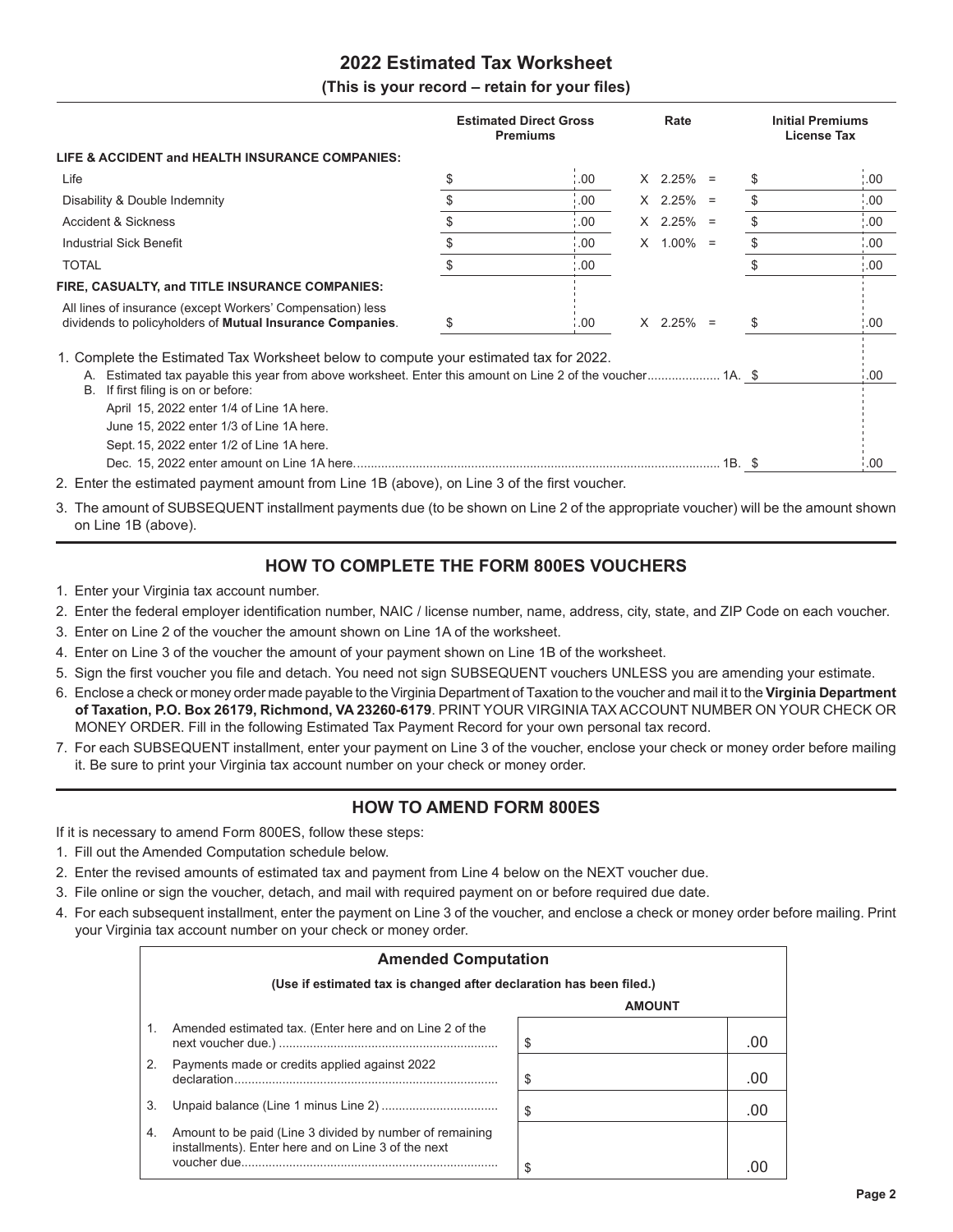# 2022 Estimated Tax Worksheet

**(This is your record – retain for your files)**

| | Estimated Direct Gross Premiums | Rate | Initial Premiums License Tax |
|---|---|---|---|
| **LIFE & ACCIDENT and HEALTH INSURANCE COMPANIES:** | | | |
| Life | $ .00 | X 2.25% = | $ .00 |
| Disability & Double Indemnity | $ .00 | X 2.25% = | $ .00 |
| Accident & Sickness | $ .00 | X 2.25% = | $ .00 |
| Industrial Sick Benefit | $ .00 | X 1.00% = | $ .00 |
| TOTAL | $ .00 | | $ .00 |
| **FIRE, CASUALTY, and TITLE INSURANCE COMPANIES:** | | | |
| All lines of insurance (except Workers' Compensation) less dividends to policyholders of **Mutual Insurance Companies**. | $ .00 | X 2.25% = | $ .00 |

1. Complete the Estimated Tax Worksheet below to compute your estimated tax for 2022.
   - A. Estimated tax payable this year from above worksheet. Enter this amount on Line 2 of the voucher.................... 1A. $ .00
   - B. If first filing is on or before:
     - April 15, 2022 enter 1/4 of Line 1A here.
     - June 15, 2022 enter 1/3 of Line 1A here.
     - Sept. 15, 2022 enter 1/2 of Line 1A here.
     - Dec. 15, 2022 enter amount on Line 1A here.......................................................................................... 1B. $ .00
2. Enter the estimated payment amount from Line 1B (above), on Line 3 of the first voucher.
3. The amount of SUBSEQUENT installment payments due (to be shown on Line 2 of the appropriate voucher) will be the amount shown on Line 1B (above).

## HOW TO COMPLETE THE FORM 800ES VOUCHERS

1. Enter your Virginia tax account number.
2. Enter the federal employer identification number, NAIC / license number, name, address, city, state, and ZIP Code on each voucher.
3. Enter on Line 2 of the voucher the amount shown on Line 1A of the worksheet.
4. Enter on Line 3 of the voucher the amount of your payment shown on Line 1B of the worksheet.
5. Sign the first voucher you file and detach. You need not sign SUBSEQUENT vouchers UNLESS you are amending your estimate.
6. Enclose a check or money order made payable to the Virginia Department of Taxation to the voucher and mail it to the **Virginia Department of Taxation, P.O. Box 26179, Richmond, VA 23260-6179**. PRINT YOUR VIRGINIA TAX ACCOUNT NUMBER ON YOUR CHECK OR MONEY ORDER. Fill in the following Estimated Tax Payment Record for your own personal tax record.
7. For each SUBSEQUENT installment, enter your payment on Line 3 of the voucher, enclose your check or money order before mailing it. Be sure to print your Virginia tax account number on your check or money order.

## HOW TO AMEND FORM 800ES

If it is necessary to amend Form 800ES, follow these steps:

1. Fill out the Amended Computation schedule below.
2. Enter the revised amounts of estimated tax and payment from Line 4 below on the NEXT voucher due.
3. File online or sign the voucher, detach, and mail with required payment on or before required due date.
4. For each subsequent installment, enter the payment on Line 3 of the voucher, and enclose a check or money order before mailing. Print your Virginia tax account number on your check or money order.

**Amended Computation**

**(Use if estimated tax is changed after declaration has been filed.)**

| | | AMOUNT |
|---|---|---|
| 1. | Amended estimated tax. (Enter here and on Line 2 of the next voucher due.) ............................................................... | $ .00 |
| 2. | Payments made or credits applied against 2022 declaration............................................................................ | $ .00 |
| 3. | Unpaid balance (Line 1 minus Line 2) ................................. | $ .00 |
| 4. | Amount to be paid (Line 3 divided by number of remaining installments). Enter here and on Line 3 of the next voucher due.......................................................................... | $ .00 |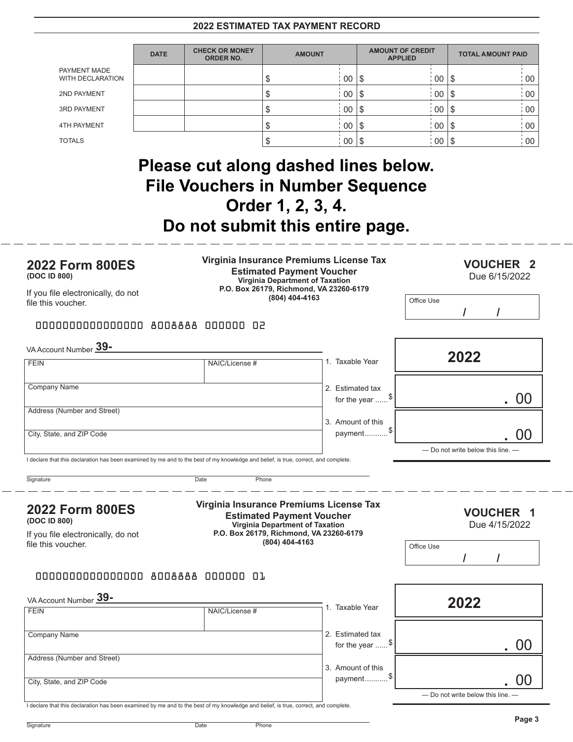## 2022 ESTIMATED TAX PAYMENT RECORD

| | DATE | CHECK OR MONEY ORDER NO. | AMOUNT | AMOUNT OF CREDIT APPLIED | TOTAL AMOUNT PAID |
|---|---|---|---|---|---|
| PAYMENT MADE WITH DECLARATION | | | $ 00 | $ 00 | $ 00 |
| 2ND PAYMENT | | | $ 00 | $ 00 | $ 00 |
| 3RD PAYMENT | | | $ 00 | $ 00 | $ 00 |
| 4TH PAYMENT | | | $ 00 | $ 00 | $ 00 |
| TOTALS | | | $ 00 | $ 00 | $ 00 |

# Please cut along dashed lines below. File Vouchers in Number Sequence Order 1, 2, 3, 4. Do not submit this entire page.

---

## 2022 Form 800ES

**(DOC ID 800)**

If you file electronically, do not file this voucher.

**Virginia Insurance Premiums License Tax**
**Estimated Payment Voucher**
**Virginia Department of Taxation**
**P.O. Box 26179, Richmond, VA 23260-6179**
**(804) 404-4163**

**VOUCHER 2**
Due 6/15/2022

Office Use / /

0000000000000000 8008888 000000 02

VA Account Number **39-**

| FEIN | NAIC/License # |
|---|---|
| Company Name | |
| Address (Number and Street) | |
| City, State, and ZIP Code | |

1. Taxable Year **2022**
2. Estimated tax for the year ...... $ . 00
3. Amount of this payment.......... $ . 00

— Do not write below this line. —

I declare that this declaration has been examined by me and to the best of my knowledge and belief, is true, correct, and complete.

Signature Date Phone

---

## 2022 Form 800ES

**(DOC ID 800)**

If you file electronically, do not file this voucher.

**Virginia Insurance Premiums License Tax**
**Estimated Payment Voucher**
**Virginia Department of Taxation**
**P.O. Box 26179, Richmond, VA 23260-6179**
**(804) 404-4163**

**VOUCHER 1**
Due 4/15/2022

Office Use / /

0000000000000000 8008888 000000 01

VA Account Number **39-**

| FEIN | NAIC/License # |
|---|---|
| Company Name | |
| Address (Number and Street) | |
| City, State, and ZIP Code | |

1. Taxable Year **2022**
2. Estimated tax for the year ...... $ . 00
3. Amount of this payment.......... $ . 00

— Do not write below this line. —

I declare that this declaration has been examined by me and to the best of my knowledge and belief, is true, correct, and complete.

Signature Date Phone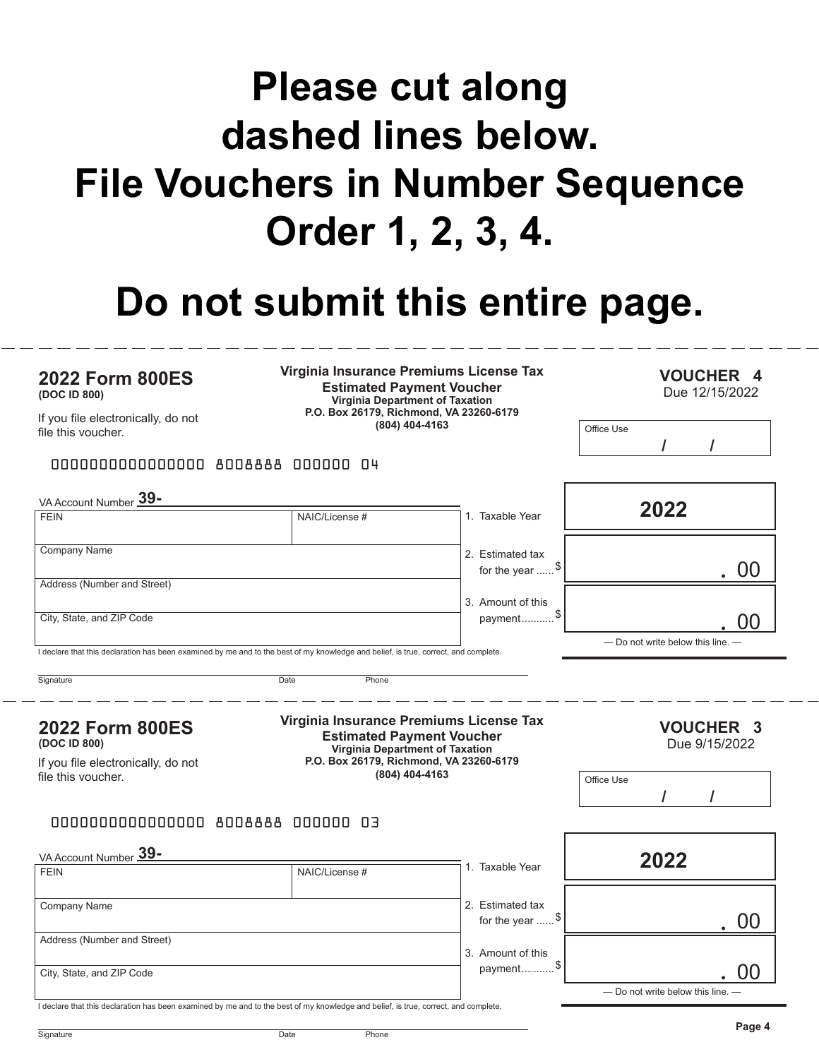# Please cut along dashed lines below. File Vouchers in Number Sequence Order 1, 2, 3, 4.

# Do not submit this entire page.

---

**2022 Form 800ES**
**(DOC ID 800)**

If you file electronically, do not file this voucher.

**Virginia Insurance Premiums License Tax**
**Estimated Payment Voucher**
**Virginia Department of Taxation**
**P.O. Box 26179, Richmond, VA 23260-6179**
**(804) 404-4163**

**VOUCHER 4**
Due 12/15/2022

Office Use / /

0000000000000000 8008888 000000 04

VA Account Number **39-**

| | |
|---|---|
| FEIN | NAIC/License # |
| Company Name | |
| Address (Number and Street) | |
| City, State, and ZIP Code | |

1. Taxable Year **2022**
2. Estimated tax for the year ...... $ . 00
3. Amount of this payment.......... $ . 00

— Do not write below this line. —

I declare that this declaration has been examined by me and to the best of my knowledge and belief, is true, correct, and complete.

Signature Date Phone

---

**2022 Form 800ES**
**(DOC ID 800)**

If you file electronically, do not file this voucher.

**Virginia Insurance Premiums License Tax**
**Estimated Payment Voucher**
**Virginia Department of Taxation**
**P.O. Box 26179, Richmond, VA 23260-6179**
**(804) 404-4163**

**VOUCHER 3**
Due 9/15/2022

Office Use / /

0000000000000000 8008888 000000 03

VA Account Number **39-**

| | |
|---|---|
| FEIN | NAIC/License # |
| Company Name | |
| Address (Number and Street) | |
| City, State, and ZIP Code | |

1. Taxable Year **2022**
2. Estimated tax for the year ...... $ . 00
3. Amount of this payment.......... $ . 00

— Do not write below this line. —

I declare that this declaration has been examined by me and to the best of my knowledge and belief, is true, correct, and complete.

Signature Date Phone